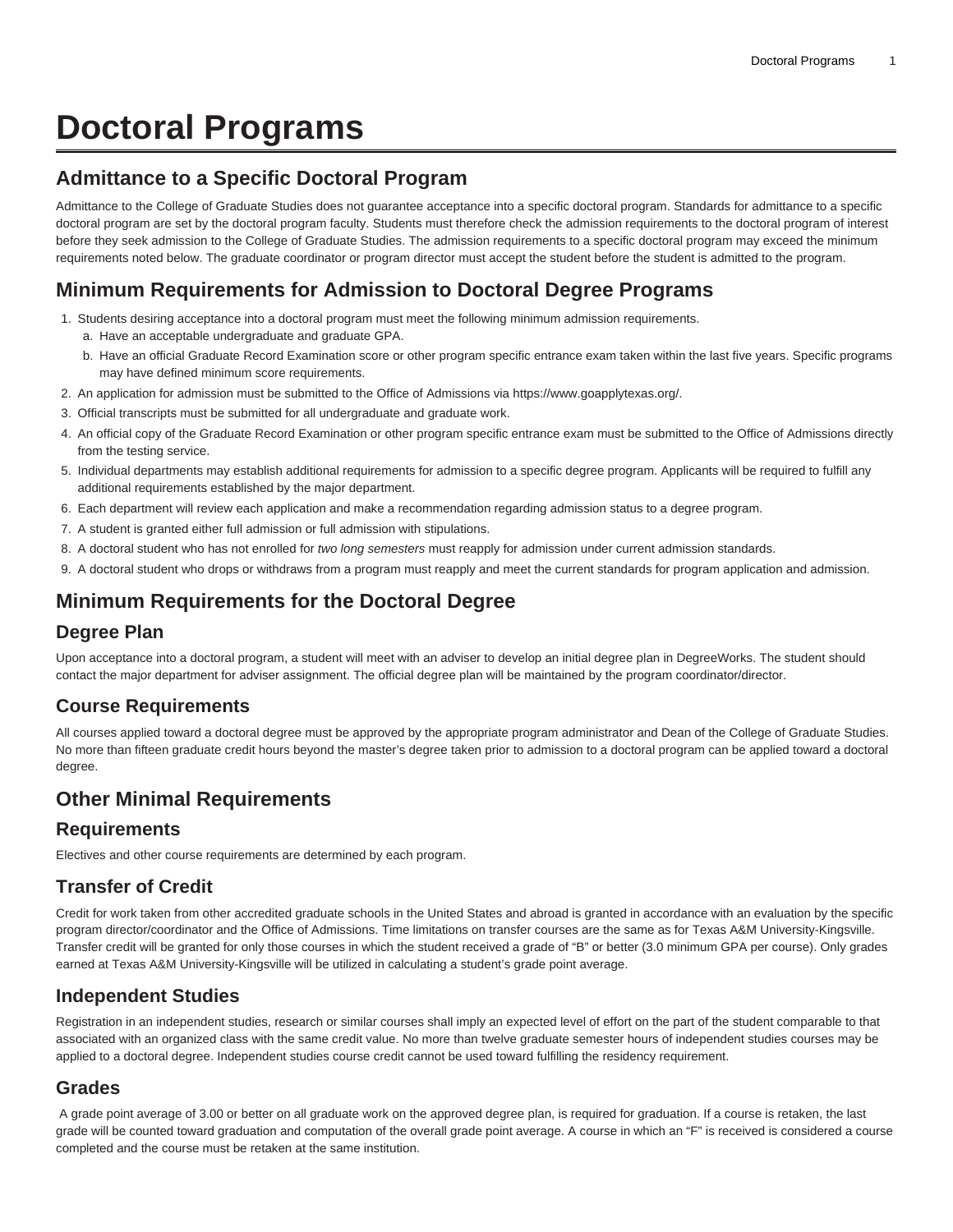# Doctoral Programs

## Admittance to a Specific Doctoral Program

Admittance to the College of Graduate Studies does not guarantee acceptance into a specific doctoral program. Standards for admittance to a specific doctoral program are set by the doctoral program faculty. Students must therefore check the admission requirements to the doctoral program of interest before they seek admission to the College of Graduate Studies. The admission requirements to a specific doctoral program may exceed the minimum requirements noted below. The graduate coordinator or program director must accept the student before the student is admitted to the program.

## Minimum Requirements for Admission to Doctoral Degree Programs

1. Students desiring acceptance into a doctoral program must meet the following minimum admission requirements.
   a. Have an acceptable undergraduate and graduate GPA.
   b. Have an official Graduate Record Examination score or other program specific entrance exam taken within the last five years. Specific programs may have defined minimum score requirements.
2. An application for admission must be submitted to the Office of Admissions via https://www.goapplytexas.org/.
3. Official transcripts must be submitted for all undergraduate and graduate work.
4. An official copy of the Graduate Record Examination or other program specific entrance exam must be submitted to the Office of Admissions directly from the testing service.
5. Individual departments may establish additional requirements for admission to a specific degree program. Applicants will be required to fulfill any additional requirements established by the major department.
6. Each department will review each application and make a recommendation regarding admission status to a degree program.
7. A student is granted either full admission or full admission with stipulations.
8. A doctoral student who has not enrolled for *two long semesters* must reapply for admission under current admission standards.
9. A doctoral student who drops or withdraws from a program must reapply and meet the current standards for program application and admission.

## Minimum Requirements for the Doctoral Degree

### Degree Plan

Upon acceptance into a doctoral program, a student will meet with an adviser to develop an initial degree plan in DegreeWorks. The student should contact the major department for adviser assignment. The official degree plan will be maintained by the program coordinator/director.

### Course Requirements

All courses applied toward a doctoral degree must be approved by the appropriate program administrator and Dean of the College of Graduate Studies. No more than fifteen graduate credit hours beyond the master's degree taken prior to admission to a doctoral program can be applied toward a doctoral degree.

## Other Minimal Requirements

### Requirements

Electives and other course requirements are determined by each program.

### Transfer of Credit

Credit for work taken from other accredited graduate schools in the United States and abroad is granted in accordance with an evaluation by the specific program director/coordinator and the Office of Admissions. Time limitations on transfer courses are the same as for Texas A&M University-Kingsville. Transfer credit will be granted for only those courses in which the student received a grade of "B" or better (3.0 minimum GPA per course). Only grades earned at Texas A&M University-Kingsville will be utilized in calculating a student's grade point average.

### Independent Studies

Registration in an independent studies, research or similar courses shall imply an expected level of effort on the part of the student comparable to that associated with an organized class with the same credit value. No more than twelve graduate semester hours of independent studies courses may be applied to a doctoral degree. Independent studies course credit cannot be used toward fulfilling the residency requirement.

### Grades

A grade point average of 3.00 or better on all graduate work on the approved degree plan, is required for graduation. If a course is retaken, the last grade will be counted toward graduation and computation of the overall grade point average. A course in which an "F" is received is considered a course completed and the course must be retaken at the same institution.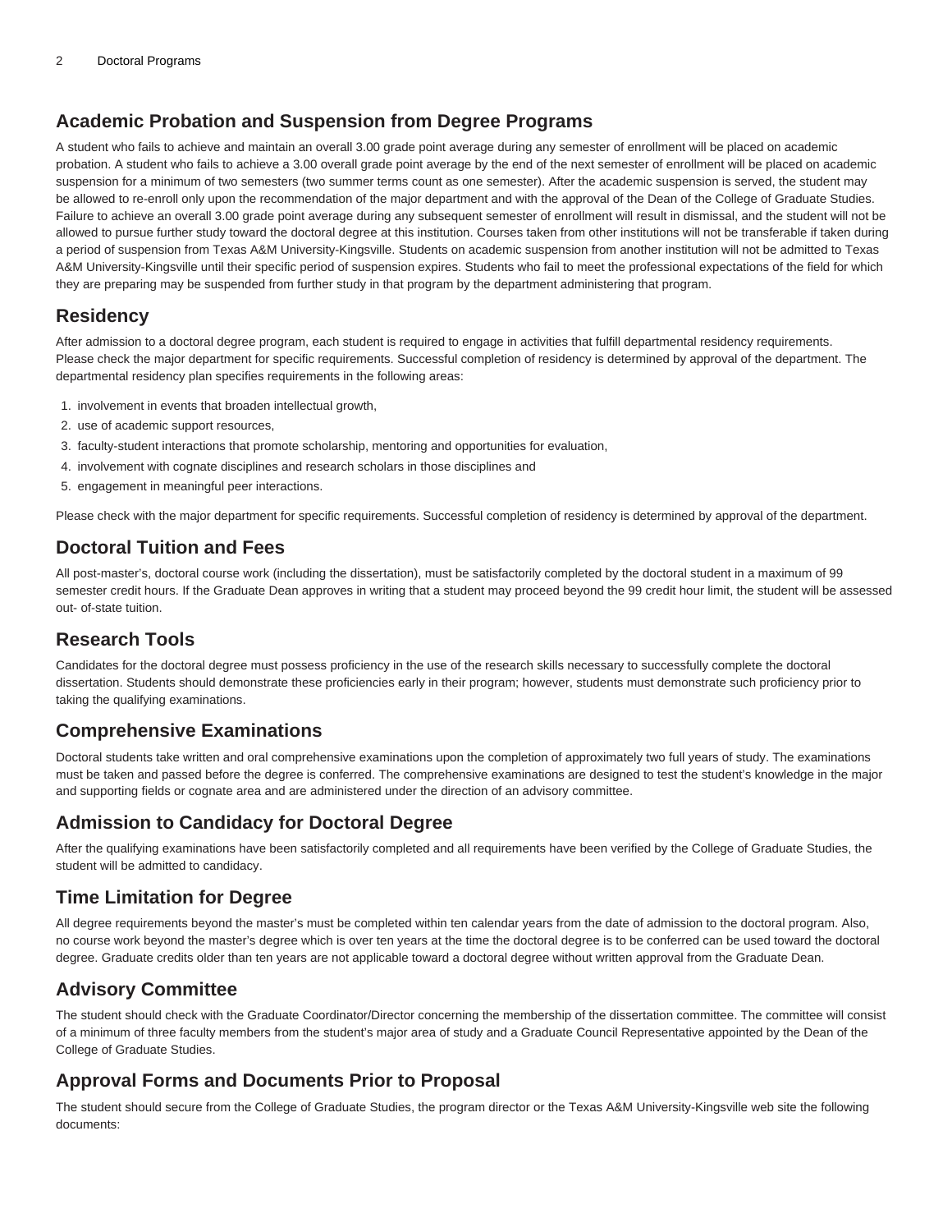## Academic Probation and Suspension from Degree Programs

A student who fails to achieve and maintain an overall 3.00 grade point average during any semester of enrollment will be placed on academic probation. A student who fails to achieve a 3.00 overall grade point average by the end of the next semester of enrollment will be placed on academic suspension for a minimum of two semesters (two summer terms count as one semester). After the academic suspension is served, the student may be allowed to re-enroll only upon the recommendation of the major department and with the approval of the Dean of the College of Graduate Studies. Failure to achieve an overall 3.00 grade point average during any subsequent semester of enrollment will result in dismissal, and the student will not be allowed to pursue further study toward the doctoral degree at this institution. Courses taken from other institutions will not be transferable if taken during a period of suspension from Texas A&M University-Kingsville. Students on academic suspension from another institution will not be admitted to Texas A&M University-Kingsville until their specific period of suspension expires. Students who fail to meet the professional expectations of the field for which they are preparing may be suspended from further study in that program by the department administering that program.

## Residency

After admission to a doctoral degree program, each student is required to engage in activities that fulfill departmental residency requirements. Please check the major department for specific requirements. Successful completion of residency is determined by approval of the department. The departmental residency plan specifies requirements in the following areas:

1. involvement in events that broaden intellectual growth,
2. use of academic support resources,
3. faculty-student interactions that promote scholarship, mentoring and opportunities for evaluation,
4. involvement with cognate disciplines and research scholars in those disciplines and
5. engagement in meaningful peer interactions.

Please check with the major department for specific requirements. Successful completion of residency is determined by approval of the department.

## Doctoral Tuition and Fees

All post-master's, doctoral course work (including the dissertation), must be satisfactorily completed by the doctoral student in a maximum of 99 semester credit hours. If the Graduate Dean approves in writing that a student may proceed beyond the 99 credit hour limit, the student will be assessed out- of-state tuition.

## Research Tools

Candidates for the doctoral degree must possess proficiency in the use of the research skills necessary to successfully complete the doctoral dissertation. Students should demonstrate these proficiencies early in their program; however, students must demonstrate such proficiency prior to taking the qualifying examinations.

## Comprehensive Examinations

Doctoral students take written and oral comprehensive examinations upon the completion of approximately two full years of study. The examinations must be taken and passed before the degree is conferred. The comprehensive examinations are designed to test the student's knowledge in the major and supporting fields or cognate area and are administered under the direction of an advisory committee.

## Admission to Candidacy for Doctoral Degree

After the qualifying examinations have been satisfactorily completed and all requirements have been verified by the College of Graduate Studies, the student will be admitted to candidacy.

## Time Limitation for Degree

All degree requirements beyond the master's must be completed within ten calendar years from the date of admission to the doctoral program. Also, no course work beyond the master's degree which is over ten years at the time the doctoral degree is to be conferred can be used toward the doctoral degree. Graduate credits older than ten years are not applicable toward a doctoral degree without written approval from the Graduate Dean.

## Advisory Committee

The student should check with the Graduate Coordinator/Director concerning the membership of the dissertation committee. The committee will consist of a minimum of three faculty members from the student's major area of study and a Graduate Council Representative appointed by the Dean of the College of Graduate Studies.

## Approval Forms and Documents Prior to Proposal

The student should secure from the College of Graduate Studies, the program director or the Texas A&M University-Kingsville web site the following documents: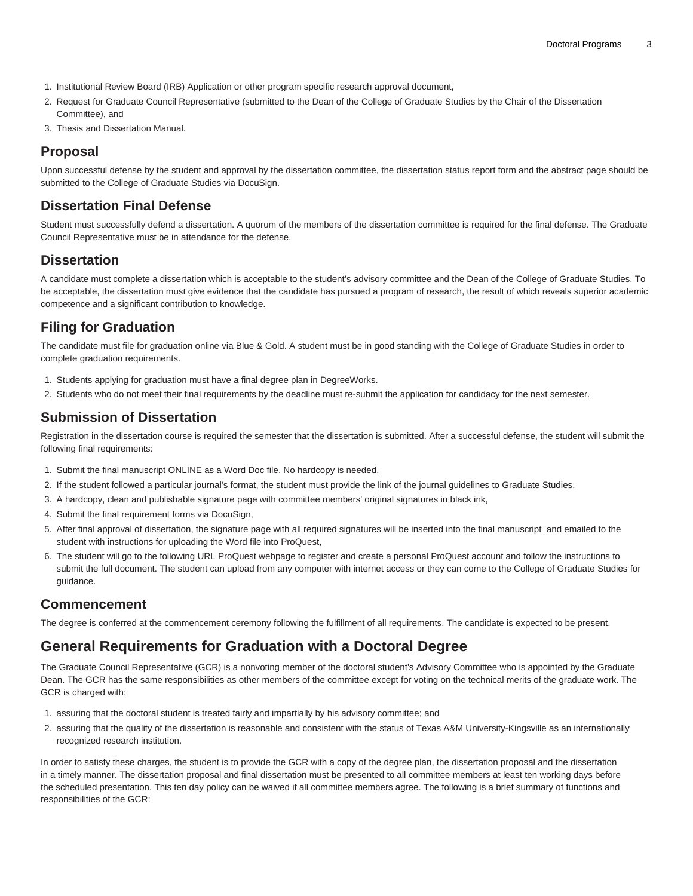1. Institutional Review Board (IRB) Application or other program specific research approval document,
2. Request for Graduate Council Representative (submitted to the Dean of the College of Graduate Studies by the Chair of the Dissertation Committee), and
3. Thesis and Dissertation Manual.

## Proposal

Upon successful defense by the student and approval by the dissertation committee, the dissertation status report form and the abstract page should be submitted to the College of Graduate Studies via DocuSign.

## Dissertation Final Defense

Student must successfully defend a dissertation. A quorum of the members of the dissertation committee is required for the final defense. The Graduate Council Representative must be in attendance for the defense.

## Dissertation

A candidate must complete a dissertation which is acceptable to the student's advisory committee and the Dean of the College of Graduate Studies. To be acceptable, the dissertation must give evidence that the candidate has pursued a program of research, the result of which reveals superior academic competence and a significant contribution to knowledge.

## Filing for Graduation

The candidate must file for graduation online via Blue & Gold. A student must be in good standing with the College of Graduate Studies in order to complete graduation requirements.

1. Students applying for graduation must have a final degree plan in DegreeWorks.
2. Students who do not meet their final requirements by the deadline must re-submit the application for candidacy for the next semester.

## Submission of Dissertation

Registration in the dissertation course is required the semester that the dissertation is submitted. After a successful defense, the student will submit the following final requirements:

1. Submit the final manuscript ONLINE as a Word Doc file. No hardcopy is needed,
2. If the student followed a particular journal's format, the student must provide the link of the journal guidelines to Graduate Studies.
3. A hardcopy, clean and publishable signature page with committee members' original signatures in black ink,
4. Submit the final requirement forms via DocuSign,
5. After final approval of dissertation, the signature page with all required signatures will be inserted into the final manuscript and emailed to the student with instructions for uploading the Word file into ProQuest,
6. The student will go to the following URL ProQuest webpage to register and create a personal ProQuest account and follow the instructions to submit the full document. The student can upload from any computer with internet access or they can come to the College of Graduate Studies for guidance.

## Commencement

The degree is conferred at the commencement ceremony following the fulfillment of all requirements. The candidate is expected to be present.

# General Requirements for Graduation with a Doctoral Degree

The Graduate Council Representative (GCR) is a nonvoting member of the doctoral student's Advisory Committee who is appointed by the Graduate Dean. The GCR has the same responsibilities as other members of the committee except for voting on the technical merits of the graduate work. The GCR is charged with:

1. assuring that the doctoral student is treated fairly and impartially by his advisory committee; and
2. assuring that the quality of the dissertation is reasonable and consistent with the status of Texas A&M University-Kingsville as an internationally recognized research institution.

In order to satisfy these charges, the student is to provide the GCR with a copy of the degree plan, the dissertation proposal and the dissertation in a timely manner. The dissertation proposal and final dissertation must be presented to all committee members at least ten working days before the scheduled presentation. This ten day policy can be waived if all committee members agree. The following is a brief summary of functions and responsibilities of the GCR: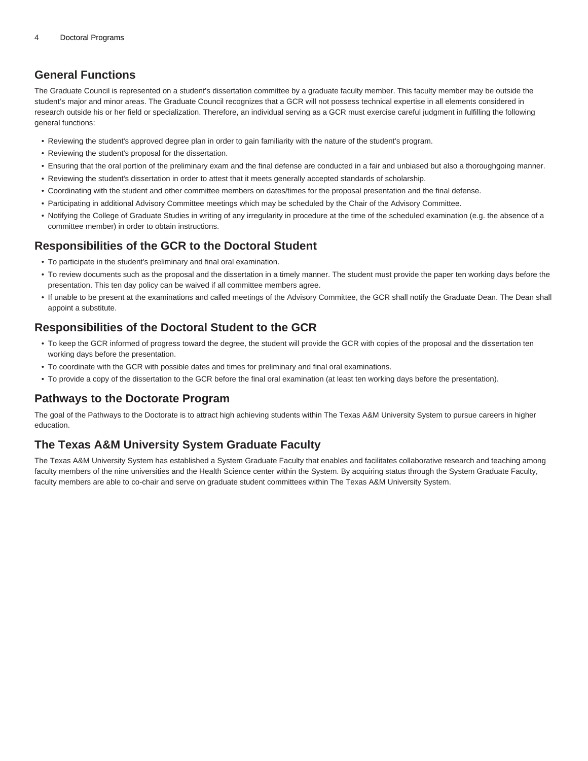## General Functions

The Graduate Council is represented on a student's dissertation committee by a graduate faculty member. This faculty member may be outside the student's major and minor areas. The Graduate Council recognizes that a GCR will not possess technical expertise in all elements considered in research outside his or her field or specialization. Therefore, an individual serving as a GCR must exercise careful judgment in fulfilling the following general functions:

- Reviewing the student's approved degree plan in order to gain familiarity with the nature of the student's program.
- Reviewing the student's proposal for the dissertation.
- Ensuring that the oral portion of the preliminary exam and the final defense are conducted in a fair and unbiased but also a thoroughgoing manner.
- Reviewing the student's dissertation in order to attest that it meets generally accepted standards of scholarship.
- Coordinating with the student and other committee members on dates/times for the proposal presentation and the final defense.
- Participating in additional Advisory Committee meetings which may be scheduled by the Chair of the Advisory Committee.
- Notifying the College of Graduate Studies in writing of any irregularity in procedure at the time of the scheduled examination (e.g. the absence of a committee member) in order to obtain instructions.

## Responsibilities of the GCR to the Doctoral Student

- To participate in the student's preliminary and final oral examination.
- To review documents such as the proposal and the dissertation in a timely manner. The student must provide the paper ten working days before the presentation. This ten day policy can be waived if all committee members agree.
- If unable to be present at the examinations and called meetings of the Advisory Committee, the GCR shall notify the Graduate Dean. The Dean shall appoint a substitute.

## Responsibilities of the Doctoral Student to the GCR

- To keep the GCR informed of progress toward the degree, the student will provide the GCR with copies of the proposal and the dissertation ten working days before the presentation.
- To coordinate with the GCR with possible dates and times for preliminary and final oral examinations.
- To provide a copy of the dissertation to the GCR before the final oral examination (at least ten working days before the presentation).

## Pathways to the Doctorate Program

The goal of the Pathways to the Doctorate is to attract high achieving students within The Texas A&M University System to pursue careers in higher education.

## The Texas A&M University System Graduate Faculty

The Texas A&M University System has established a System Graduate Faculty that enables and facilitates collaborative research and teaching among faculty members of the nine universities and the Health Science center within the System. By acquiring status through the System Graduate Faculty, faculty members are able to co-chair and serve on graduate student committees within The Texas A&M University System.